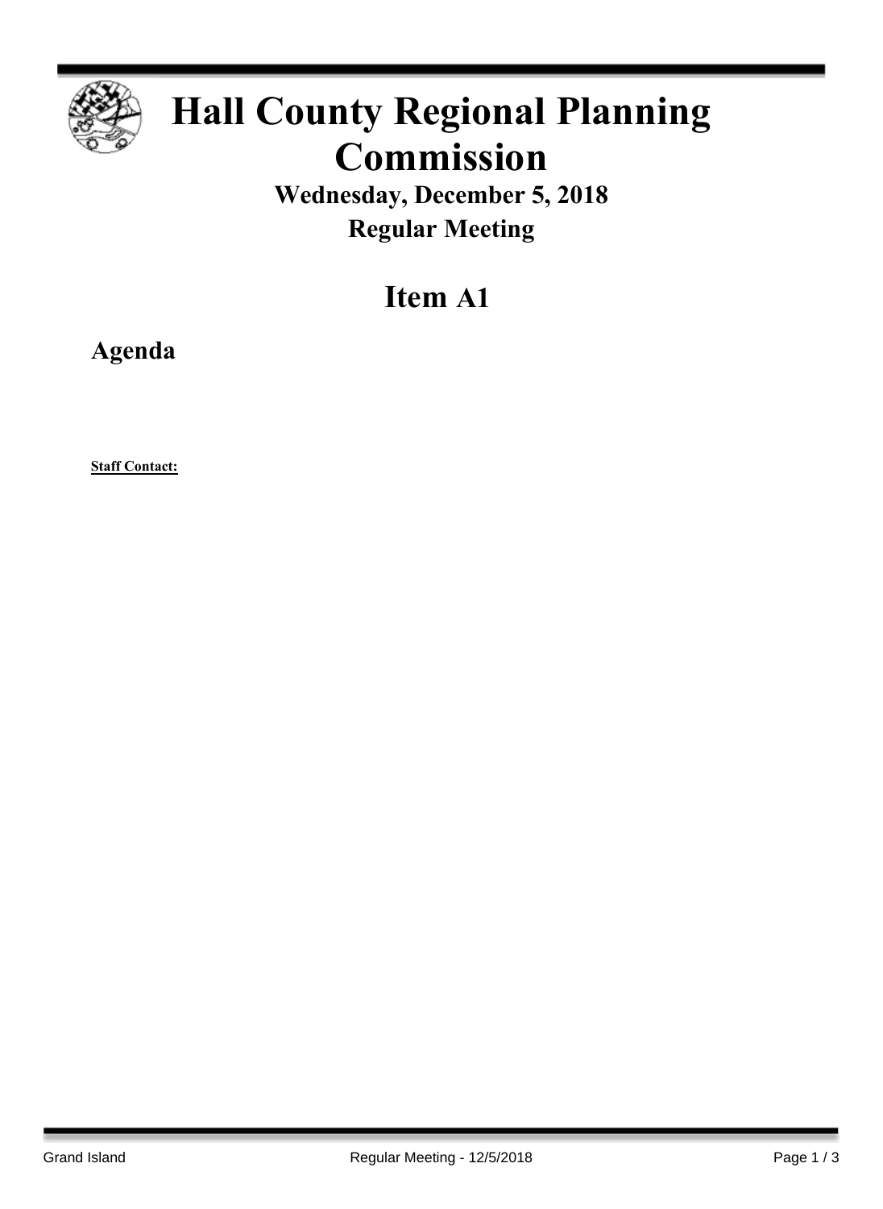# Hall County Regional Planning Commission

## Wednesday, December 5, 2018

## Regular Meeting

# Item A1

## Agenda

**Staff Contact:**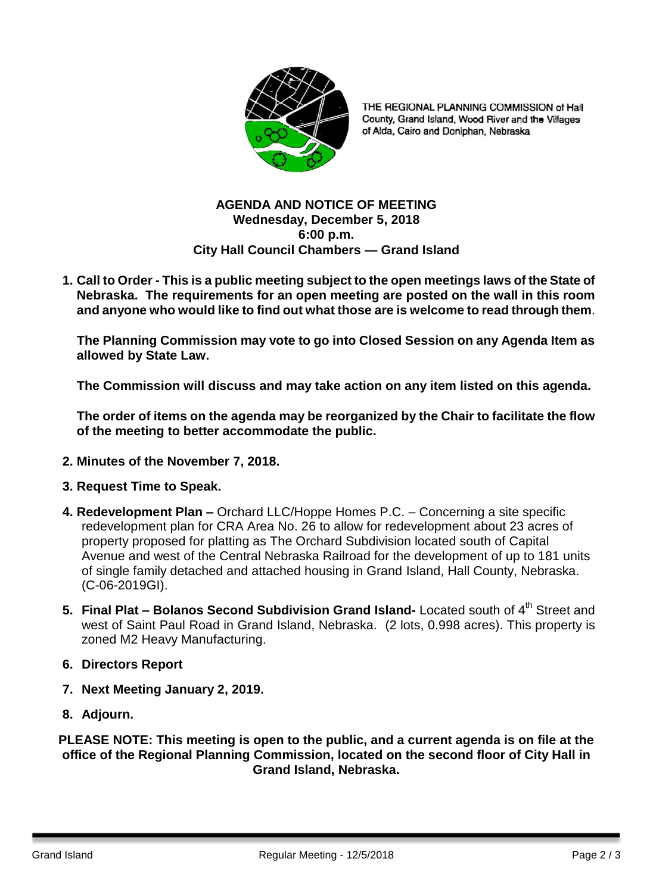THE REGIONAL PLANNING COMMISSION of Hall County, Grand Island, Wood River and the Villages of Alda, Cairo and Doniphan, Nebraska

**AGENDA AND NOTICE OF MEETING**
**Wednesday, December 5, 2018**
**6:00 p.m.**
**City Hall Council Chambers — Grand Island**

1. **Call to Order - This is a public meeting subject to the open meetings laws of the State of Nebraska. The requirements for an open meeting are posted on the wall in this room and anyone who would like to find out what those are is welcome to read through them**.

   **The Planning Commission may vote to go into Closed Session on any Agenda Item as allowed by State Law.**

   **The Commission will discuss and may take action on any item listed on this agenda.**

   **The order of items on the agenda may be reorganized by the Chair to facilitate the flow of the meeting to better accommodate the public.**

2. **Minutes of the November 7, 2018.**

3. **Request Time to Speak.**

4. **Redevelopment Plan –** Orchard LLC/Hoppe Homes P.C. – Concerning a site specific redevelopment plan for CRA Area No. 26 to allow for redevelopment about 23 acres of property proposed for platting as The Orchard Subdivision located south of Capital Avenue and west of the Central Nebraska Railroad for the development of up to 181 units of single family detached and attached housing in Grand Island, Hall County, Nebraska. (C-06-2019GI).

5. **Final Plat – Bolanos Second Subdivision Grand Island-** Located south of 4th Street and west of Saint Paul Road in Grand Island, Nebraska. (2 lots, 0.998 acres). This property is zoned M2 Heavy Manufacturing.

6. **Directors Report**

7. **Next Meeting January 2, 2019.**

8. **Adjourn.**

**PLEASE NOTE: This meeting is open to the public, and a current agenda is on file at the office of the Regional Planning Commission, located on the second floor of City Hall in Grand Island, Nebraska.**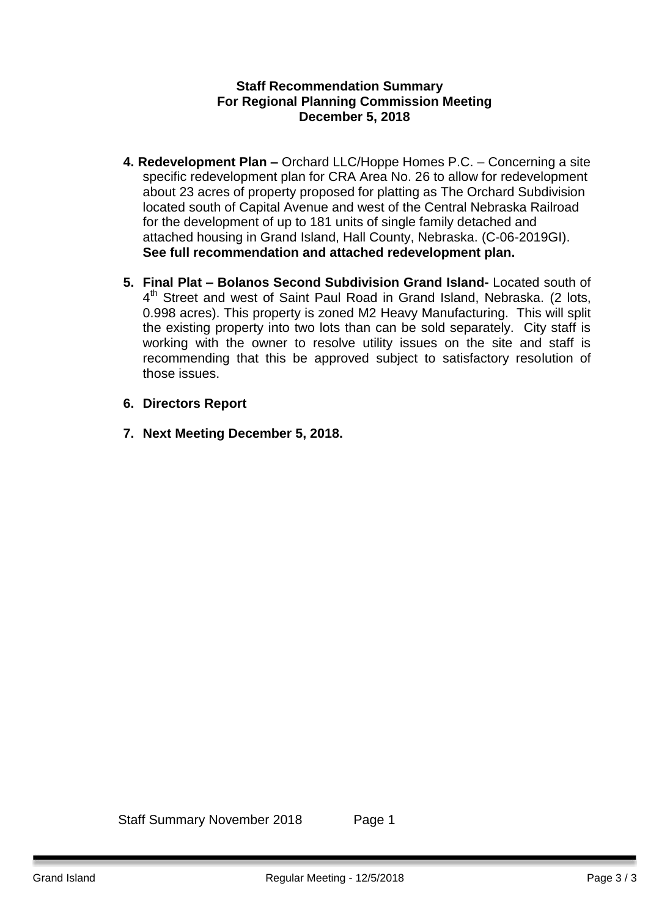**Staff Recommendation Summary**
**For Regional Planning Commission Meeting**
**December 5, 2018**

4. **Redevelopment Plan –** Orchard LLC/Hoppe Homes P.C. – Concerning a site specific redevelopment plan for CRA Area No. 26 to allow for redevelopment about 23 acres of property proposed for platting as The Orchard Subdivision located south of Capital Avenue and west of the Central Nebraska Railroad for the development of up to 181 units of single family detached and attached housing in Grand Island, Hall County, Nebraska. (C-06-2019GI). **See full recommendation and attached redevelopment plan.**

5. **Final Plat – Bolanos Second Subdivision Grand Island-** Located south of 4th Street and west of Saint Paul Road in Grand Island, Nebraska. (2 lots, 0.998 acres). This property is zoned M2 Heavy Manufacturing. This will split the existing property into two lots than can be sold separately. City staff is working with the owner to resolve utility issues on the site and staff is recommending that this be approved subject to satisfactory resolution of those issues.

6. **Directors Report**

7. **Next Meeting December 5, 2018.**

Staff Summary November 2018 Page 1